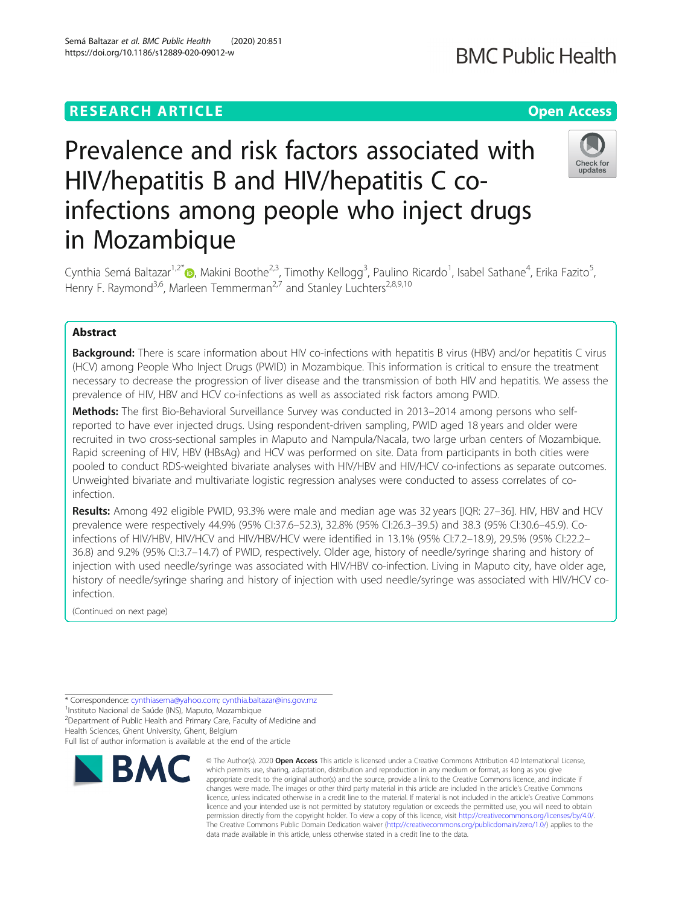**RESEARCH ARTICLE** **Open Access**

# Prevalence and risk factors associated with HIV/hepatitis B and HIV/hepatitis C co-infections among people who inject drugs in Mozambique

Cynthia Semá Baltazar[1,2*], Makini Boothe[2,3], Timothy Kellogg[3], Paulino Ricardo[1], Isabel Sathane[4], Erika Fazito[5], Henry F. Raymond[3,6], Marleen Temmerman[2,7] and Stanley Luchters[2,8,9,10]

## Abstract

**Background:** There is scare information about HIV co-infections with hepatitis B virus (HBV) and/or hepatitis C virus (HCV) among People Who Inject Drugs (PWID) in Mozambique. This information is critical to ensure the treatment necessary to decrease the progression of liver disease and the transmission of both HIV and hepatitis. We assess the prevalence of HIV, HBV and HCV co-infections as well as associated risk factors among PWID.

**Methods:** The first Bio-Behavioral Surveillance Survey was conducted in 2013–2014 among persons who self-reported to have ever injected drugs. Using respondent-driven sampling, PWID aged 18 years and older were recruited in two cross-sectional samples in Maputo and Nampula/Nacala, two large urban centers of Mozambique. Rapid screening of HIV, HBV (HBsAg) and HCV was performed on site. Data from participants in both cities were pooled to conduct RDS-weighted bivariate analyses with HIV/HBV and HIV/HCV co-infections as separate outcomes. Unweighted bivariate and multivariate logistic regression analyses were conducted to assess correlates of co-infection.

**Results:** Among 492 eligible PWID, 93.3% were male and median age was 32 years [IQR: 27–36]. HIV, HBV and HCV prevalence were respectively 44.9% (95% CI:37.6–52.3), 32.8% (95% CI:26.3–39.5) and 38.3 (95% CI:30.6–45.9). Co-infections of HIV/HBV, HIV/HCV and HIV/HBV/HCV were identified in 13.1% (95% CI:7.2–18.9), 29.5% (95% CI:22.2–36.8) and 9.2% (95% CI:3.7–14.7) of PWID, respectively. Older age, history of needle/syringe sharing and history of injection with used needle/syringe was associated with HIV/HBV co-infection. Living in Maputo city, have older age, history of needle/syringe sharing and history of injection with used needle/syringe was associated with HIV/HCV co-infection.

(Continued on next page)

---

* Correspondence: cynthiasema@yahoo.com; cynthia.baltazar@ins.gov.mz
[1]Instituto Nacional de Saúde (INS), Maputo, Mozambique
[2]Department of Public Health and Primary Care, Faculty of Medicine and Health Sciences, Ghent University, Ghent, Belgium
Full list of author information is available at the end of the article

© The Author(s). 2020 **Open Access** This article is licensed under a Creative Commons Attribution 4.0 International License, which permits use, sharing, adaptation, distribution and reproduction in any medium or format, as long as you give appropriate credit to the original author(s) and the source, provide a link to the Creative Commons licence, and indicate if changes were made. The images or other third party material in this article are included in the article's Creative Commons licence, unless indicated otherwise in a credit line to the material. If material is not included in the article's Creative Commons licence and your intended use is not permitted by statutory regulation or exceeds the permitted use, you will need to obtain permission directly from the copyright holder. To view a copy of this licence, visit http://creativecommons.org/licenses/by/4.0/. The Creative Commons Public Domain Dedication waiver (http://creativecommons.org/publicdomain/zero/1.0/) applies to the data made available in this article, unless otherwise stated in a credit line to the data.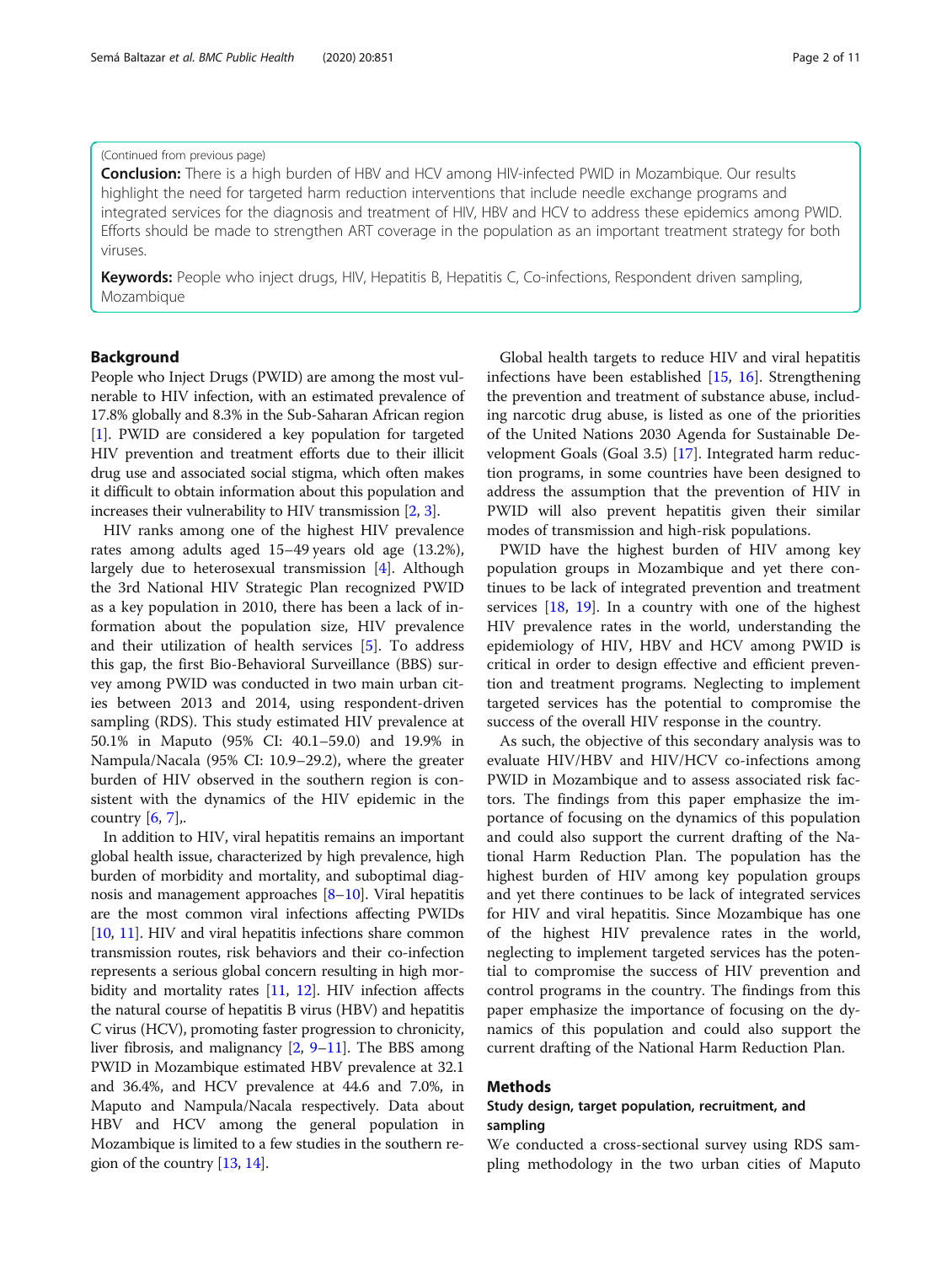(Continued from previous page)

**Conclusion:** There is a high burden of HBV and HCV among HIV-infected PWID in Mozambique. Our results highlight the need for targeted harm reduction interventions that include needle exchange programs and integrated services for the diagnosis and treatment of HIV, HBV and HCV to address these epidemics among PWID. Efforts should be made to strengthen ART coverage in the population as an important treatment strategy for both viruses.

**Keywords:** People who inject drugs, HIV, Hepatitis B, Hepatitis C, Co-infections, Respondent driven sampling, Mozambique

## Background

People Who Inject Drugs (PWID) are among the most vulnerable to HIV infection, with an estimated prevalence of 17.8% globally and 8.3% in the Sub-Saharan African region [1]. PWID are considered a key population for targeted HIV prevention and treatment efforts due to their illicit drug use and associated social stigma, which often makes it difficult to obtain information about this population and increases their vulnerability to HIV transmission [2, 3].

HIV ranks among one of the highest HIV prevalence rates among adults aged 15–49 years old age (13.2%), largely due to heterosexual transmission [4]. Although the 3rd National HIV Strategic Plan recognized PWID as a key population in 2010, there has been a lack of information about the population size, HIV prevalence and their utilization of health services [5]. To address this gap, the first Bio-Behavioral Surveillance (BBS) survey among PWID was conducted in two main urban cities between 2013 and 2014, using respondent-driven sampling (RDS). This study estimated HIV prevalence at 50.1% in Maputo (95% CI: 40.1–59.0) and 19.9% in Nampula/Nacala (95% CI: 10.9–29.2), where the greater burden of HIV observed in the southern region is consistent with the dynamics of the HIV epidemic in the country [6, 7],.

In addition to HIV, viral hepatitis remains an important global health issue, characterized by high prevalence, high burden of morbidity and mortality, and suboptimal diagnosis and management approaches [8–10]. Viral hepatitis are the most common viral infections affecting PWIDs [10, 11]. HIV and viral hepatitis infections share common transmission routes, risk behaviors and their co-infection represents a serious global concern resulting in high morbidity and mortality rates [11, 12]. HIV infection affects the natural course of hepatitis B virus (HBV) and hepatitis C virus (HCV), promoting faster progression to chronicity, liver fibrosis, and malignancy [2, 9–11]. The BBS among PWID in Mozambique estimated HBV prevalence at 32.1 and 36.4%, and HCV prevalence at 44.6 and 7.0%, in Maputo and Nampula/Nacala respectively. Data about HBV and HCV among the general population in Mozambique is limited to a few studies in the southern region of the country [13, 14].

Global health targets to reduce HIV and viral hepatitis infections have been established [15, 16]. Strengthening the prevention and treatment of substance abuse, including narcotic drug abuse, is listed as one of the priorities of the United Nations 2030 Agenda for Sustainable Development Goals (Goal 3.5) [17]. Integrated harm reduction programs, in some countries have been designed to address the assumption that the prevention of HIV in PWID will also prevent hepatitis given their similar modes of transmission and high-risk populations.

PWID have the highest burden of HIV among key population groups in Mozambique and yet there continues to be lack of integrated prevention and treatment services [18, 19]. In a country with one of the highest HIV prevalence rates in the world, understanding the epidemiology of HIV, HBV and HCV among PWID is critical in order to design effective and efficient prevention and treatment programs. Neglecting to implement targeted services has the potential to compromise the success of the overall HIV response in the country.

As such, the objective of this secondary analysis was to evaluate HIV/HBV and HIV/HCV co-infections among PWID in Mozambique and to assess associated risk factors. The findings from this paper emphasize the importance of focusing on the dynamics of this population and could also support the current drafting of the National Harm Reduction Plan. The population has the highest burden of HIV among key population groups and yet there continues to be lack of integrated services for HIV and viral hepatitis. Since Mozambique has one of the highest HIV prevalence rates in the world, neglecting to implement targeted services has the potential to compromise the success of HIV prevention and control programs in the country. The findings from this paper emphasize the importance of focusing on the dynamics of this population and could also support the current drafting of the National Harm Reduction Plan.

## Methods

### Study design, target population, recruitment, and sampling

We conducted a cross-sectional survey using RDS sampling methodology in the two urban cities of Maputo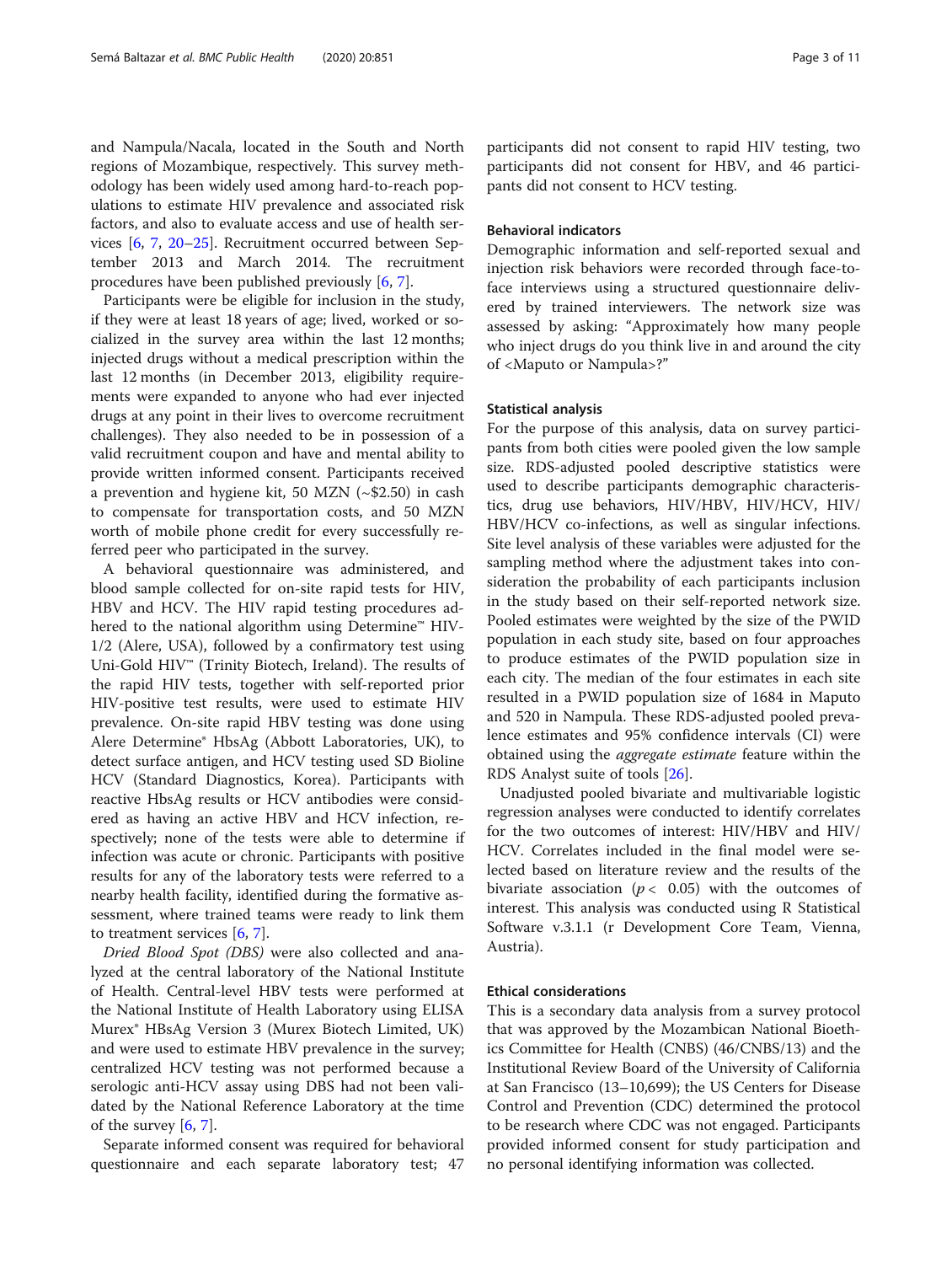and Nampula/Nacala, located in the South and North regions of Mozambique, respectively. This survey methodology has been widely used among hard-to-reach populations to estimate HIV prevalence and associated risk factors, and also to evaluate access and use of health services [6, 7, 20–25]. Recruitment occurred between September 2013 and March 2014. The recruitment procedures have been published previously [6, 7].

Participants were be eligible for inclusion in the study, if they were at least 18 years of age; lived, worked or socialized in the survey area within the last 12 months; injected drugs without a medical prescription within the last 12 months (in December 2013, eligibility requirements were expanded to anyone who had ever injected drugs at any point in their lives to overcome recruitment challenges). They also needed to be in possession of a valid recruitment coupon and have and mental ability to provide written informed consent. Participants received a prevention and hygiene kit, 50 MZN (~$2.50) in cash to compensate for transportation costs, and 50 MZN worth of mobile phone credit for every successfully referred peer who participated in the survey.

A behavioral questionnaire was administered, and blood sample collected for on-site rapid tests for HIV, HBV and HCV. The HIV rapid testing procedures adhered to the national algorithm using Determine™ HIV-1/2 (Alere, USA), followed by a confirmatory test using Uni-Gold HIV™ (Trinity Biotech, Ireland). The results of the rapid HIV tests, together with self-reported prior HIV-positive test results, were used to estimate HIV prevalence. On-site rapid HBV testing was done using Alere Determine® HbsAg (Abbott Laboratories, UK), to detect surface antigen, and HCV testing used SD Bioline HCV (Standard Diagnostics, Korea). Participants with reactive HbsAg results or HCV antibodies were considered as having an active HBV and HCV infection, respectively; none of the tests were able to determine if infection was acute or chronic. Participants with positive results for any of the laboratory tests were referred to a nearby health facility, identified during the formative assessment, where trained teams were ready to link them to treatment services [6, 7].

*Dried Blood Spot (DBS)* were also collected and analyzed at the central laboratory of the National Institute of Health. Central-level HBV tests were performed at the National Institute of Health Laboratory using ELISA Murex® HBsAg Version 3 (Murex Biotech Limited, UK) and were used to estimate HBV prevalence in the survey; centralized HCV testing was not performed because a serologic anti-HCV assay using DBS had not been validated by the National Reference Laboratory at the time of the survey [6, 7].

Separate informed consent was required for behavioral questionnaire and each separate laboratory test; 47 participants did not consent to rapid HIV testing, two participants did not consent for HBV, and 46 participants did not consent to HCV testing.

### Behavioral indicators

Demographic information and self-reported sexual and injection risk behaviors were recorded through face-to-face interviews using a structured questionnaire delivered by trained interviewers. The network size was assessed by asking: "Approximately how many people who inject drugs do you think live in and around the city of <Maputo or Nampula>?"

### Statistical analysis

For the purpose of this analysis, data on survey participants from both cities were pooled given the low sample size. RDS-adjusted pooled descriptive statistics were used to describe participants demographic characteristics, drug use behaviors, HIV/HBV, HIV/HCV, HIV/HBV/HCV co-infections, as well as singular infections. Site level analysis of these variables were adjusted for the sampling method where the adjustment takes into consideration the probability of each participants inclusion in the study based on their self-reported network size. Pooled estimates were weighted by the size of the PWID population in each study site, based on four approaches to produce estimates of the PWID population size in each city. The median of the four estimates in each site resulted in a PWID population size of 1684 in Maputo and 520 in Nampula. These RDS-adjusted pooled prevalence estimates and 95% confidence intervals (CI) were obtained using the *aggregate estimate* feature within the RDS Analyst suite of tools [26].

Unadjusted pooled bivariate and multivariable logistic regression analyses were conducted to identify correlates for the two outcomes of interest: HIV/HBV and HIV/HCV. Correlates included in the final model were selected based on literature review and the results of the bivariate association ($p < 0.05$) with the outcomes of interest. This analysis was conducted using R Statistical Software v.3.1.1 (r Development Core Team, Vienna, Austria).

### Ethical considerations

This is a secondary data analysis from a survey protocol that was approved by the Mozambican National Bioethics Committee for Health (CNBS) (46/CNBS/13) and the Institutional Review Board of the University of California at San Francisco (13–10,699); the US Centers for Disease Control and Prevention (CDC) determined the protocol to be research where CDC was not engaged. Participants provided informed consent for study participation and no personal identifying information was collected.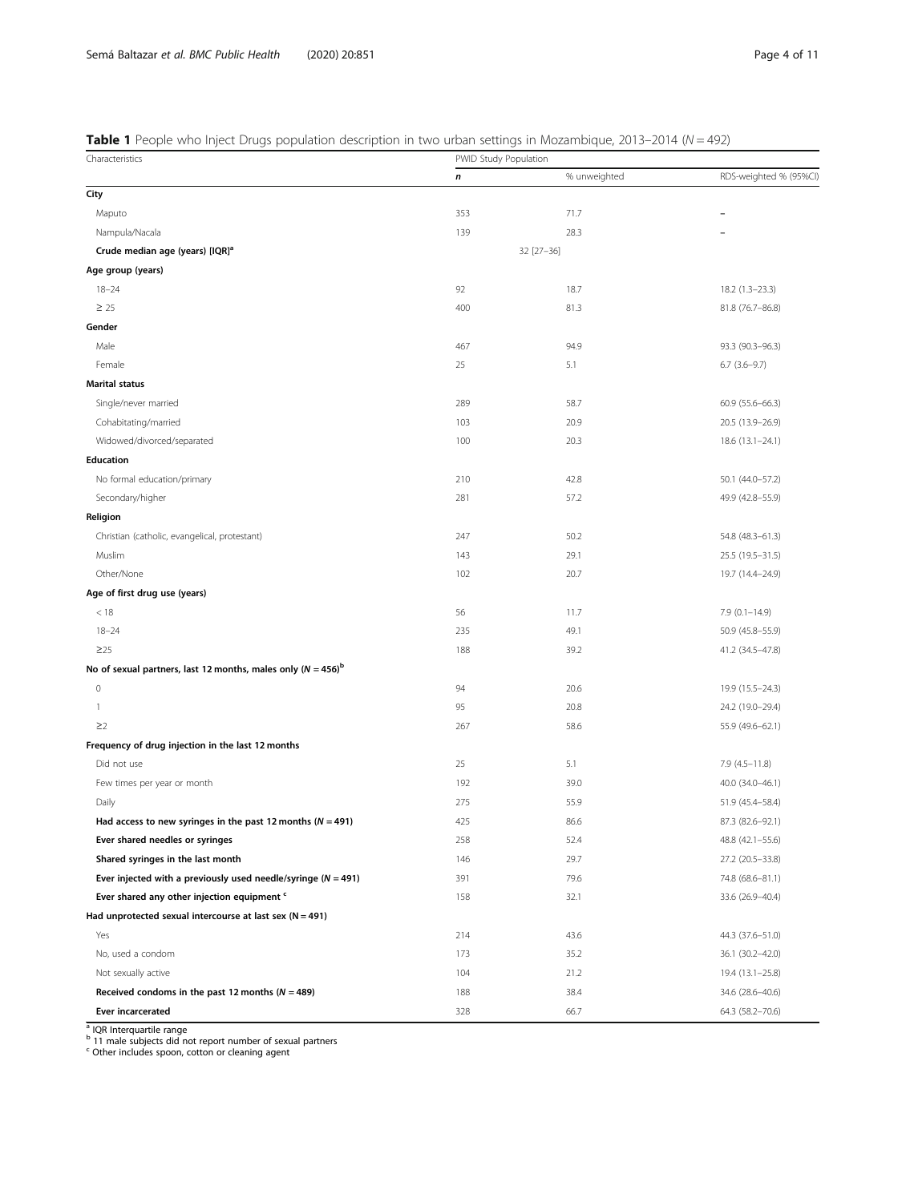**Table 1** People who Inject Drugs population description in two urban settings in Mozambique, 2013–2014 (*N* = 492)

| Characteristics | PWID Study Population | | |
|---|---|---|---|
| | *n* | % unweighted | RDS-weighted % (95%CI) |
| **City** | | | |
| Maputo | 353 | 71.7 | – |
| Nampula/Nacala | 139 | 28.3 | – |
| **Crude median age (years) [IQR][a]** | 32 [27–36] | | |
| **Age group (years)** | | | |
| 18–24 | 92 | 18.7 | 18.2 (1.3–23.3) |
| ≥ 25 | 400 | 81.3 | 81.8 (76.7–86.8) |
| **Gender** | | | |
| Male | 467 | 94.9 | 93.3 (90.3–96.3) |
| Female | 25 | 5.1 | 6.7 (3.6–9.7) |
| **Marital status** | | | |
| Single/never married | 289 | 58.7 | 60.9 (55.6–66.3) |
| Cohabitating/married | 103 | 20.9 | 20.5 (13.9–26.9) |
| Widowed/divorced/separated | 100 | 20.3 | 18.6 (13.1–24.1) |
| **Education** | | | |
| No formal education/primary | 210 | 42.8 | 50.1 (44.0–57.2) |
| Secondary/higher | 281 | 57.2 | 49.9 (42.8–55.9) |
| **Religion** | | | |
| Christian (catholic, evangelical, protestant) | 247 | 50.2 | 54.8 (48.3–61.3) |
| Muslim | 143 | 29.1 | 25.5 (19.5–31.5) |
| Other/None | 102 | 20.7 | 19.7 (14.4–24.9) |
| **Age of first drug use (years)** | | | |
| < 18 | 56 | 11.7 | 7.9 (0.1–14.9) |
| 18–24 | 235 | 49.1 | 50.9 (45.8–55.9) |
| ≥25 | 188 | 39.2 | 41.2 (34.5–47.8) |
| **No of sexual partners, last 12 months, males only (*N* = 456)[b]** | | | |
| 0 | 94 | 20.6 | 19.9 (15.5–24.3) |
| 1 | 95 | 20.8 | 24.2 (19.0–29.4) |
| ≥2 | 267 | 58.6 | 55.9 (49.6–62.1) |
| **Frequency of drug injection in the last 12 months** | | | |
| Did not use | 25 | 5.1 | 7.9 (4.5–11.8) |
| Few times per year or month | 192 | 39.0 | 40.0 (34.0–46.1) |
| Daily | 275 | 55.9 | 51.9 (45.4–58.4) |
| **Had access to new syringes in the past 12 months (*N* = 491)** | 425 | 86.6 | 87.3 (82.6–92.1) |
| **Ever shared needles or syringes** | 258 | 52.4 | 48.8 (42.1–55.6) |
| **Shared syringes in the last month** | 146 | 29.7 | 27.2 (20.5–33.8) |
| **Ever injected with a previously used needle/syringe (*N* = 491)** | 391 | 79.6 | 74.8 (68.6–81.1) |
| **Ever shared any other injection equipment [c]** | 158 | 32.1 | 33.6 (26.9–40.4) |
| **Had unprotected sexual intercourse at last sex (N = 491)** | | | |
| Yes | 214 | 43.6 | 44.3 (37.6–51.0) |
| No, used a condom | 173 | 35.2 | 36.1 (30.2–42.0) |
| Not sexually active | 104 | 21.2 | 19.4 (13.1–25.8) |
| **Received condoms in the past 12 months (*N* = 489)** | 188 | 38.4 | 34.6 (28.6–40.6) |
| **Ever incarcerated** | 328 | 66.7 | 64.3 (58.2–70.6) |

[a] IQR Interquartile range
[b] 11 male subjects did not report number of sexual partners
[c] Other includes spoon, cotton or cleaning agent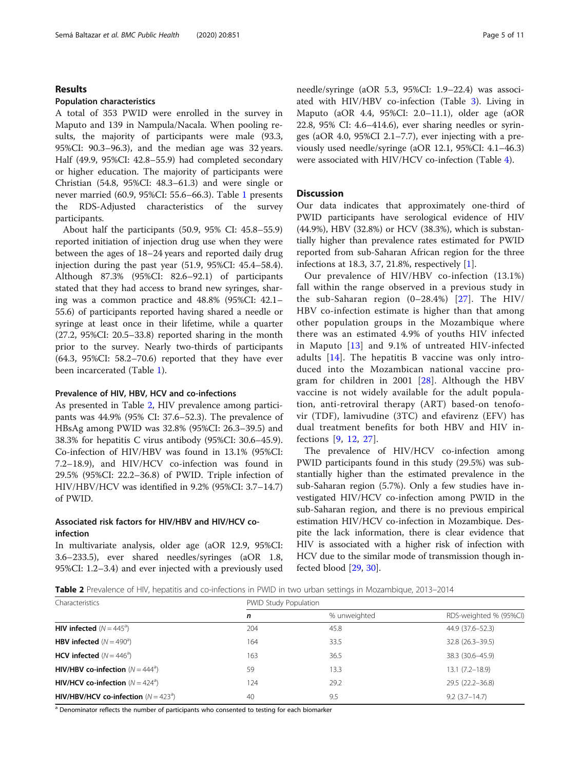## Results

### Population characteristics

A total of 353 PWID were enrolled in the survey in Maputo and 139 in Nampula/Nacala. When pooling results, the majority of participants were male (93.3, 95%CI: 90.3–96.3), and the median age was 32 years. Half (49.9, 95%CI: 42.8–55.9) had completed secondary or higher education. The majority of participants were Christian (54.8, 95%CI: 48.3–61.3) and were single or never married (60.9, 95%CI: 55.6–66.3). Table 1 presents the RDS-Adjusted characteristics of the survey participants.

About half the participants (50.9, 95% CI: 45.8–55.9) reported initiation of injection drug use when they were between the ages of 18–24 years and reported daily drug injection during the past year (51.9, 95%CI: 45.4–58.4). Although 87.3% (95%CI: 82.6–92.1) of participants stated that they had access to brand new syringes, sharing was a common practice and 48.8% (95%CI: 42.1–55.6) of participants reported having shared a needle or syringe at least once in their lifetime, while a quarter (27.2, 95%CI: 20.5–33.8) reported sharing in the month prior to the survey. Nearly two-thirds of participants (64.3, 95%CI: 58.2–70.6) reported that they have ever been incarcerated (Table 1).

### Prevalence of HIV, HBV, HCV and co-infections

As presented in Table 2, HIV prevalence among participants was 44.9% (95% CI: 37.6–52.3). The prevalence of HBsAg among PWID was 32.8% (95%CI: 26.3–39.5) and 38.3% for hepatitis C virus antibody (95%CI: 30.6–45.9). Co-infection of HIV/HBV was found in 13.1% (95%CI: 7.2–18.9), and HIV/HCV co-infection was found in 29.5% (95%CI: 22.2–36.8) of PWID. Triple infection of HIV/HBV/HCV was identified in 9.2% (95%CI: 3.7–14.7) of PWID.

### Associated risk factors for HIV/HBV and HIV/HCV co-infection

In multivariate analysis, older age (aOR 12.9, 95%CI: 3.6–233.5), ever shared needles/syringes (aOR 1.8, 95%CI: 1.2–3.4) and ever injected with a previously used needle/syringe (aOR 5.3, 95%CI: 1.9–22.4) was associated with HIV/HBV co-infection (Table 3). Living in Maputo (aOR 4.4, 95%CI: 2.0–11.1), older age (aOR 22.8, 95% CI: 4.6–414.6), ever sharing needles or syringes (aOR 4.0, 95%CI 2.1–7.7), ever injecting with a previously used needle/syringe (aOR 12.1, 95%CI: 4.1–46.3) were associated with HIV/HCV co-infection (Table 4).

## Discussion

Our data indicates that approximately one-third of PWID participants have serological evidence of HIV (44.9%), HBV (32.8%) or HCV (38.3%), which is substantially higher than prevalence rates estimated for PWID reported from sub-Saharan African region for the three infections at 18.3, 3.7, 21.8%, respectively [1].

Our prevalence of HIV/HBV co-infection (13.1%) fall within the range observed in a previous study in the sub-Saharan region (0–28.4%) [27]. The HIV/HBV co-infection estimate is higher than that among other population groups in the Mozambique where there was an estimated 4.9% of youths HIV infected in Maputo [13] and 9.1% of untreated HIV-infected adults [14]. The hepatitis B vaccine was only introduced into the Mozambican national vaccine program for children in 2001 [28]. Although the HBV vaccine is not widely available for the adult population, anti-retroviral therapy (ART) based-on tenofovir (TDF), lamivudine (3TC) and efavirenz (EFV) has dual treatment benefits for both HBV and HIV infections [9, 12, 27].

The prevalence of HIV/HCV co-infection among PWID participants found in this study (29.5%) was substantially higher than the estimated prevalence in the sub-Saharan region (5.7%). Only a few studies have investigated HIV/HCV co-infection among PWID in the sub-Saharan region, and there is no previous empirical estimation HIV/HCV co-infection in Mozambique. Despite the lack information, there is clear evidence that HIV is associated with a higher risk of infection with HCV due to the similar mode of transmission though infected blood [29, 30].

**Table 2** Prevalence of HIV, hepatitis and co-infections in PWID in two urban settings in Mozambique, 2013–2014

| Characteristics | PWID Study Population | | |
|---|---|---|---|
| | *n* | % unweighted | RDS-weighted % (95%CI) |
| **HIV infected** ($N = 445^{a}$) | 204 | 45.8 | 44.9 (37.6–52.3) |
| **HBV infected** ($N = 490^{a}$) | 164 | 33.5 | 32.8 (26.3–39.5) |
| **HCV infected** ($N = 446^{a}$) | 163 | 36.5 | 38.3 (30.6–45.9) |
| **HIV/HBV co-infection** ($N = 444^{a}$) | 59 | 13.3 | 13.1 (7.2–18.9) |
| **HIV/HCV co-infection** ($N = 424^{a}$) | 124 | 29.2 | 29.5 (22.2–36.8) |
| **HIV/HBV/HCV co-infection** ($N = 423^{a}$) | 40 | 9.5 | 9.2 (3.7–14.7) |

[a] Denominator reflects the number of participants who consented to testing for each biomarker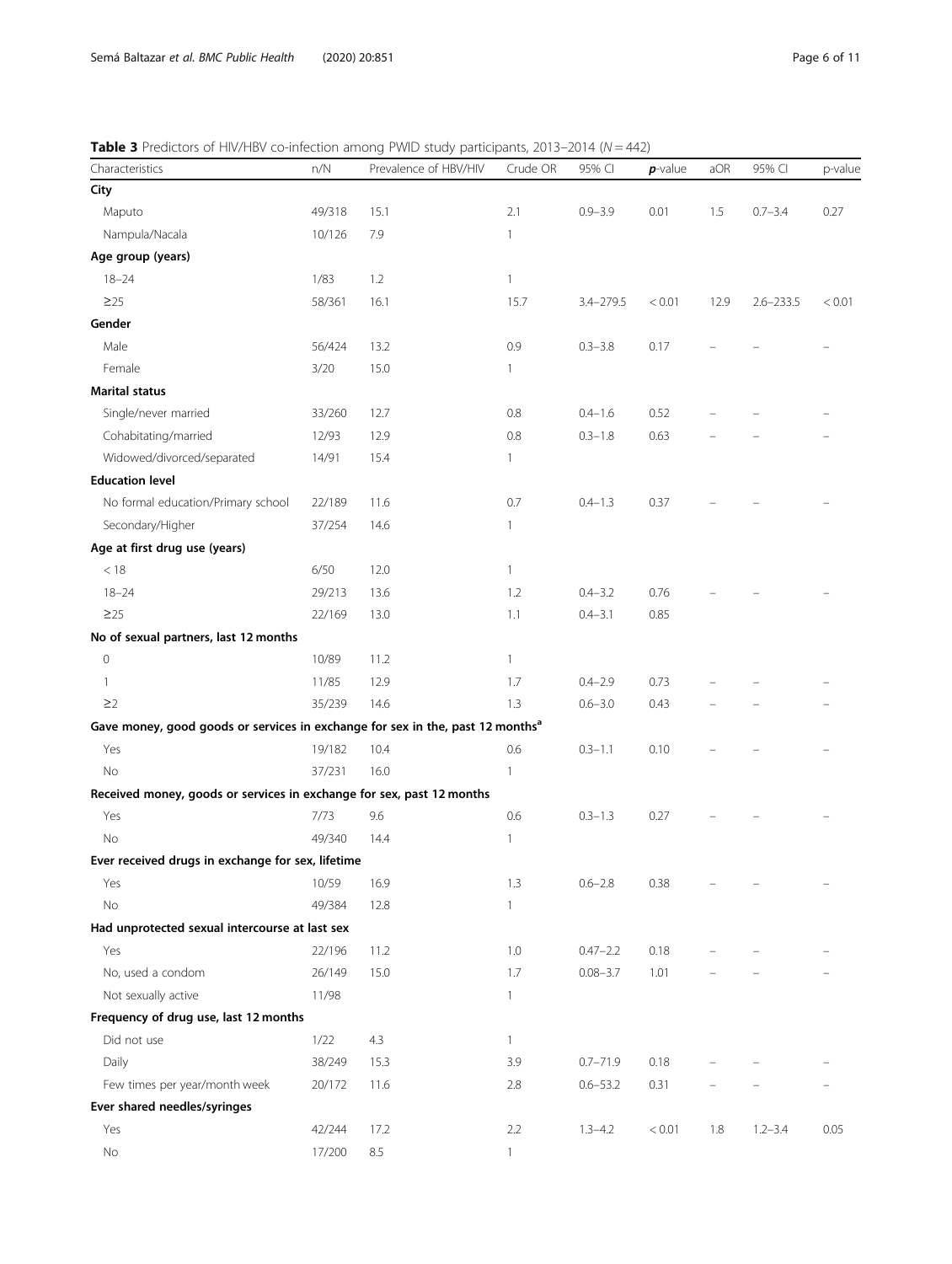**Table 3** Predictors of HIV/HBV co-infection among PWID study participants, 2013–2014 (*N* = 442)

| Characteristics | n/N | Prevalence of HBV/HIV | Crude OR | 95% CI | ***p*-value** | aOR | 95% CI | p-value |
|---|---|---|---|---|---|---|---|---|
| **City** | | | | | | | | |
| Maputo | 49/318 | 15.1 | 2.1 | 0.9–3.9 | 0.01 | 1.5 | 0.7–3.4 | 0.27 |
| Nampula/Nacala | 10/126 | 7.9 | 1 | | | | | |
| **Age group (years)** | | | | | | | | |
| 18–24 | 1/83 | 1.2 | 1 | | | | | |
| ≥25 | 58/361 | 16.1 | 15.7 | 3.4–279.5 | < 0.01 | 12.9 | 2.6–233.5 | < 0.01 |
| **Gender** | | | | | | | | |
| Male | 56/424 | 13.2 | 0.9 | 0.3–3.8 | 0.17 | – | – | – |
| Female | 3/20 | 15.0 | 1 | | | | | |
| **Marital status** | | | | | | | | |
| Single/never married | 33/260 | 12.7 | 0.8 | 0.4–1.6 | 0.52 | – | – | – |
| Cohabitating/married | 12/93 | 12.9 | 0.8 | 0.3–1.8 | 0.63 | – | – | – |
| Widowed/divorced/separated | 14/91 | 15.4 | 1 | | | | | |
| **Education level** | | | | | | | | |
| No formal education/Primary school | 22/189 | 11.6 | 0.7 | 0.4–1.3 | 0.37 | – | – | – |
| Secondary/Higher | 37/254 | 14.6 | 1 | | | | | |
| **Age at first drug use (years)** | | | | | | | | |
| < 18 | 6/50 | 12.0 | 1 | | | | | |
| 18–24 | 29/213 | 13.6 | 1.2 | 0.4–3.2 | 0.76 | – | – | – |
| ≥25 | 22/169 | 13.0 | 1.1 | 0.4–3.1 | 0.85 | | | |
| **No of sexual partners, last 12 months** | | | | | | | | |
| 0 | 10/89 | 11.2 | 1 | | | | | |
| 1 | 11/85 | 12.9 | 1.7 | 0.4–2.9 | 0.73 | – | – | – |
| ≥2 | 35/239 | 14.6 | 1.3 | 0.6–3.0 | 0.43 | – | – | – |
| **Gave money, good goods or services in exchange for sex in the, past 12 months[a]** | | | | | | | | |
| Yes | 19/182 | 10.4 | 0.6 | 0.3–1.1 | 0.10 | – | – | – |
| No | 37/231 | 16.0 | 1 | | | | | |
| **Received money, goods or services in exchange for sex, past 12 months** | | | | | | | | |
| Yes | 7/73 | 9.6 | 0.6 | 0.3–1.3 | 0.27 | – | – | – |
| No | 49/340 | 14.4 | 1 | | | | | |
| **Ever received drugs in exchange for sex, lifetime** | | | | | | | | |
| Yes | 10/59 | 16.9 | 1.3 | 0.6–2.8 | 0.38 | – | – | – |
| No | 49/384 | 12.8 | 1 | | | | | |
| **Had unprotected sexual intercourse at last sex** | | | | | | | | |
| Yes | 22/196 | 11.2 | 1.0 | 0.47–2.2 | 0.18 | – | – | – |
| No, used a condom | 26/149 | 15.0 | 1.7 | 0.08–3.7 | 1.01 | – | – | – |
| Not sexually active | 11/98 | | 1 | | | | | |
| **Frequency of drug use, last 12 months** | | | | | | | | |
| Did not use | 1/22 | 4.3 | 1 | | | | | |
| Daily | 38/249 | 15.3 | 3.9 | 0.7–71.9 | 0.18 | – | – | – |
| Few times per year/month week | 20/172 | 11.6 | 2.8 | 0.6–53.2 | 0.31 | – | – | – |
| **Ever shared needles/syringes** | | | | | | | | |
| Yes | 42/244 | 17.2 | 2.2 | 1.3–4.2 | < 0.01 | 1.8 | 1.2–3.4 | 0.05 |
| No | 17/200 | 8.5 | 1 | | | | | |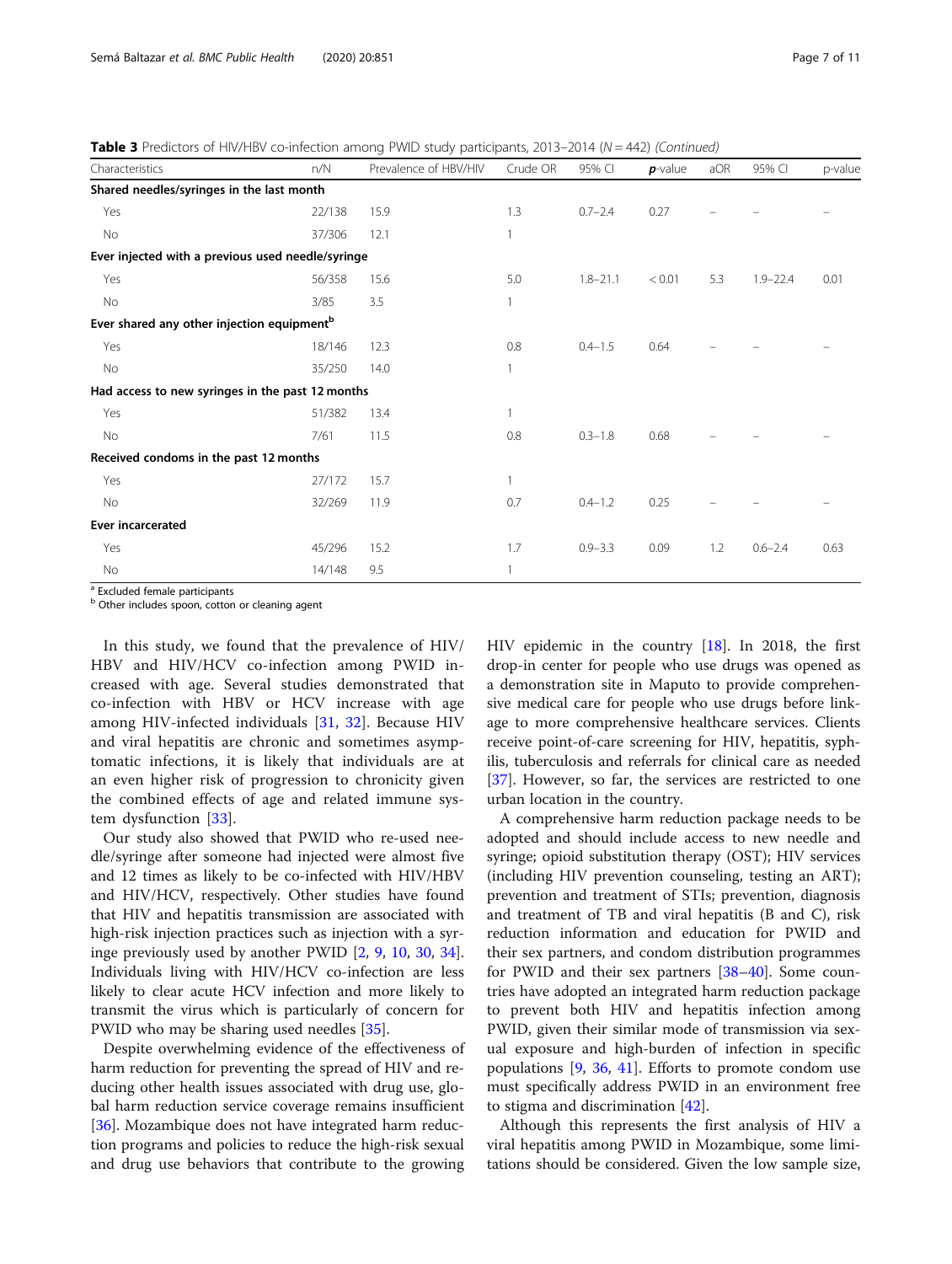**Table 3** Predictors of HIV/HBV co-infection among PWID study participants, 2013–2014 (N = 442) *(Continued)*

| Characteristics | n/N | Prevalence of HBV/HIV | Crude OR | 95% CI | *p*-value | aOR | 95% CI | p-value |
|---|---|---|---|---|---|---|---|---|
| **Shared needles/syringes in the last month** | | | | | | | | |
| Yes | 22/138 | 15.9 | 1.3 | 0.7–2.4 | 0.27 | – | – | – |
| No | 37/306 | 12.1 | 1 | | | | | |
| **Ever injected with a previous used needle/syringe** | | | | | | | | |
| Yes | 56/358 | 15.6 | 5.0 | 1.8–21.1 | < 0.01 | 5.3 | 1.9–22.4 | 0.01 |
| No | 3/85 | 3.5 | 1 | | | | | |
| **Ever shared any other injection equipment[b]** | | | | | | | | |
| Yes | 18/146 | 12.3 | 0.8 | 0.4–1.5 | 0.64 | – | – | – |
| No | 35/250 | 14.0 | 1 | | | | | |
| **Had access to new syringes in the past 12 months** | | | | | | | | |
| Yes | 51/382 | 13.4 | 1 | | | | | |
| No | 7/61 | 11.5 | 0.8 | 0.3–1.8 | 0.68 | – | – | – |
| **Received condoms in the past 12 months** | | | | | | | | |
| Yes | 27/172 | 15.7 | 1 | | | | | |
| No | 32/269 | 11.9 | 0.7 | 0.4–1.2 | 0.25 | – | – | – |
| **Ever incarcerated** | | | | | | | | |
| Yes | 45/296 | 15.2 | 1.7 | 0.9–3.3 | 0.09 | 1.2 | 0.6–2.4 | 0.63 |
| No | 14/148 | 9.5 | 1 | | | | | |

[a] Excluded female participants
[b] Other includes spoon, cotton or cleaning agent

In this study, we found that the prevalence of HIV/HBV and HIV/HCV co-infection among PWID increased with age. Several studies demonstrated that co-infection with HBV or HCV increase with age among HIV-infected individuals [31, 32]. Because HIV and viral hepatitis are chronic and sometimes asymptomatic infections, it is likely that individuals are at an even higher risk of progression to chronicity given the combined effects of age and related immune system dysfunction [33].

Our study also showed that PWID who re-used needle/syringe after someone had injected were almost five and 12 times as likely to be co-infected with HIV/HBV and HIV/HCV, respectively. Other studies have found that HIV and hepatitis transmission are associated with high-risk injection practices such as injection with a syringe previously used by another PWID [2, 9, 10, 30, 34]. Individuals living with HIV/HCV co-infection are less likely to clear acute HCV infection and more likely to transmit the virus which is particularly of concern for PWID who may be sharing used needles [35].

Despite overwhelming evidence of the effectiveness of harm reduction for preventing the spread of HIV and reducing other health issues associated with drug use, global harm reduction service coverage remains insufficient [36]. Mozambique does not have integrated harm reduction programs and policies to reduce the high-risk sexual and drug use behaviors that contribute to the growing HIV epidemic in the country [18]. In 2018, the first drop-in center for people who use drugs was opened as a demonstration site in Maputo to provide comprehensive medical care for people who use drugs before linkage to more comprehensive healthcare services. Clients receive point-of-care screening for HIV, hepatitis, syphilis, tuberculosis and referrals for clinical care as needed [37]. However, so far, the services are restricted to one urban location in the country.

A comprehensive harm reduction package needs to be adopted and should include access to new needle and syringe; opioid substitution therapy (OST); HIV services (including HIV prevention counseling, testing an ART); prevention and treatment of STIs; prevention, diagnosis and treatment of TB and viral hepatitis (B and C), risk reduction information and education for PWID and their sex partners, and condom distribution programmes for PWID and their sex partners [38–40]. Some countries have adopted an integrated harm reduction package to prevent both HIV and hepatitis infection among PWID, given their similar mode of transmission via sexual exposure and high-burden of infection in specific populations [9, 36, 41]. Efforts to promote condom use must specifically address PWID in an environment free to stigma and discrimination [42].

Although this represents the first analysis of HIV a viral hepatitis among PWID in Mozambique, some limitations should be considered. Given the low sample size,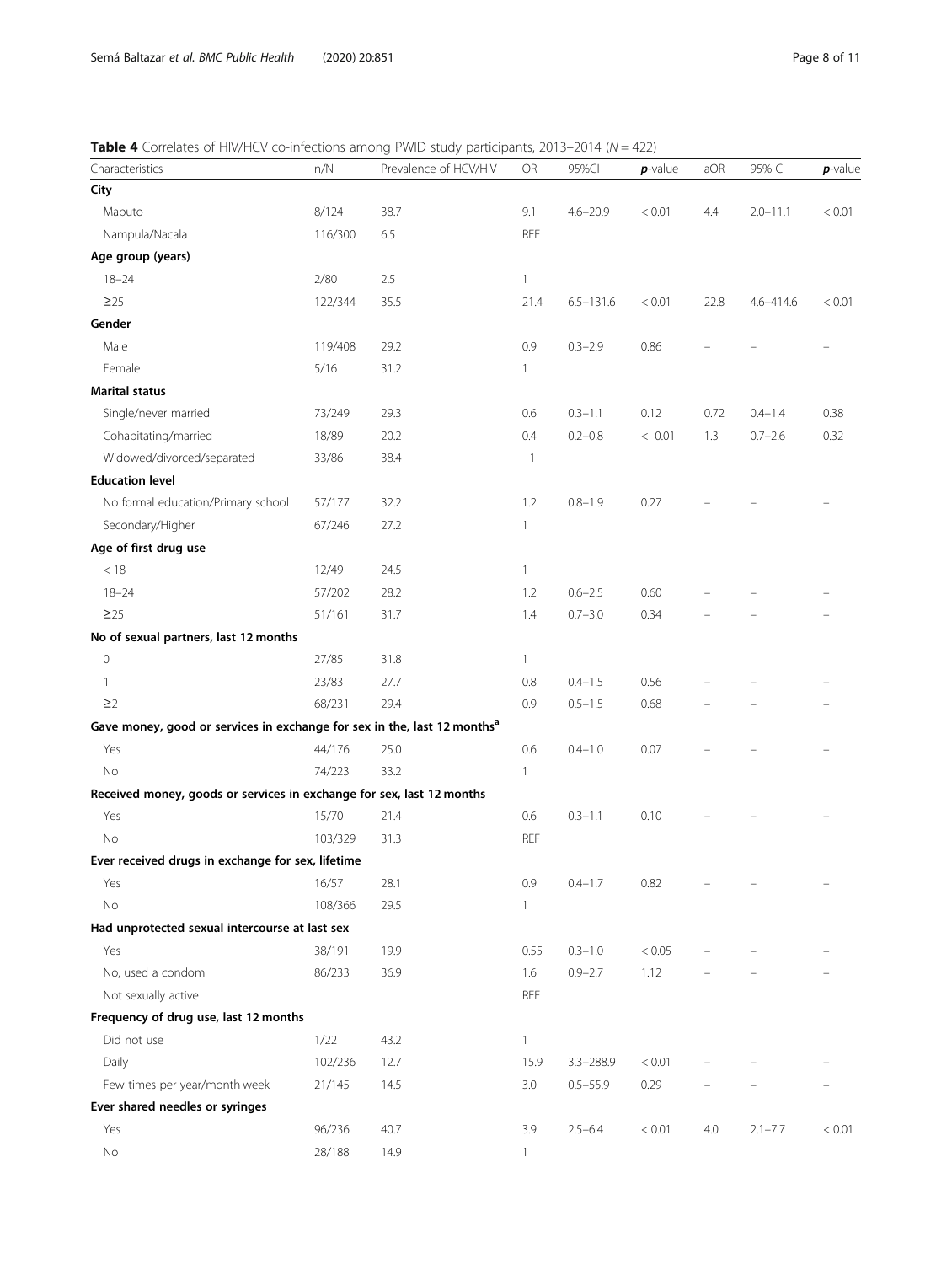**Table 4** Correlates of HIV/HCV co-infections among PWID study participants, 2013–2014 ($N = 422$)

| Characteristics | n/N | Prevalence of HCV/HIV | OR | 95%CI | ***p*-value** | aOR | 95% CI | ***p*-value** |
|---|---|---|---|---|---|---|---|---|
| **City** | | | | | | | | |
| Maputo | 8/124 | 38.7 | 9.1 | 4.6–20.9 | < 0.01 | 4.4 | 2.0–11.1 | < 0.01 |
| Nampula/Nacala | 116/300 | 6.5 | REF | | | | | |
| **Age group (years)** | | | | | | | | |
| 18–24 | 2/80 | 2.5 | 1 | | | | | |
| ≥25 | 122/344 | 35.5 | 21.4 | 6.5–131.6 | < 0.01 | 22.8 | 4.6–414.6 | < 0.01 |
| **Gender** | | | | | | | | |
| Male | 119/408 | 29.2 | 0.9 | 0.3–2.9 | 0.86 | – | – | – |
| Female | 5/16 | 31.2 | 1 | | | | | |
| **Marital status** | | | | | | | | |
| Single/never married | 73/249 | 29.3 | 0.6 | 0.3–1.1 | 0.12 | 0.72 | 0.4–1.4 | 0.38 |
| Cohabitating/married | 18/89 | 20.2 | 0.4 | 0.2–0.8 | < 0.01 | 1.3 | 0.7–2.6 | 0.32 |
| Widowed/divorced/separated | 33/86 | 38.4 | 1 | | | | | |
| **Education level** | | | | | | | | |
| No formal education/Primary school | 57/177 | 32.2 | 1.2 | 0.8–1.9 | 0.27 | – | – | – |
| Secondary/Higher | 67/246 | 27.2 | 1 | | | | | |
| **Age of first drug use** | | | | | | | | |
| < 18 | 12/49 | 24.5 | 1 | | | | | |
| 18–24 | 57/202 | 28.2 | 1.2 | 0.6–2.5 | 0.60 | – | – | – |
| ≥25 | 51/161 | 31.7 | 1.4 | 0.7–3.0 | 0.34 | – | – | – |
| **No of sexual partners, last 12 months** | | | | | | | | |
| 0 | 27/85 | 31.8 | 1 | | | | | |
| 1 | 23/83 | 27.7 | 0.8 | 0.4–1.5 | 0.56 | – | – | – |
| ≥2 | 68/231 | 29.4 | 0.9 | 0.5–1.5 | 0.68 | – | – | – |
| **Gave money, good or services in exchange for sex in the, last 12 months[a]** | | | | | | | | |
| Yes | 44/176 | 25.0 | 0.6 | 0.4–1.0 | 0.07 | – | – | – |
| No | 74/223 | 33.2 | 1 | | | | | |
| **Received money, goods or services in exchange for sex, last 12 months** | | | | | | | | |
| Yes | 15/70 | 21.4 | 0.6 | 0.3–1.1 | 0.10 | – | – | – |
| No | 103/329 | 31.3 | REF | | | | | |
| **Ever received drugs in exchange for sex, lifetime** | | | | | | | | |
| Yes | 16/57 | 28.1 | 0.9 | 0.4–1.7 | 0.82 | – | – | – |
| No | 108/366 | 29.5 | 1 | | | | | |
| **Had unprotected sexual intercourse at last sex** | | | | | | | | |
| Yes | 38/191 | 19.9 | 0.55 | 0.3–1.0 | < 0.05 | – | – | – |
| No, used a condom | 86/233 | 36.9 | 1.6 | 0.9–2.7 | 1.12 | – | – | – |
| Not sexually active | | | REF | | | | | |
| **Frequency of drug use, last 12 months** | | | | | | | | |
| Did not use | 1/22 | 43.2 | 1 | | | | | |
| Daily | 102/236 | 12.7 | 15.9 | 3.3–288.9 | < 0.01 | – | – | – |
| Few times per year/month week | 21/145 | 14.5 | 3.0 | 0.5–55.9 | 0.29 | – | – | – |
| **Ever shared needles or syringes** | | | | | | | | |
| Yes | 96/236 | 40.7 | 3.9 | 2.5–6.4 | < 0.01 | 4.0 | 2.1–7.7 | < 0.01 |
| No | 28/188 | 14.9 | 1 | | | | | |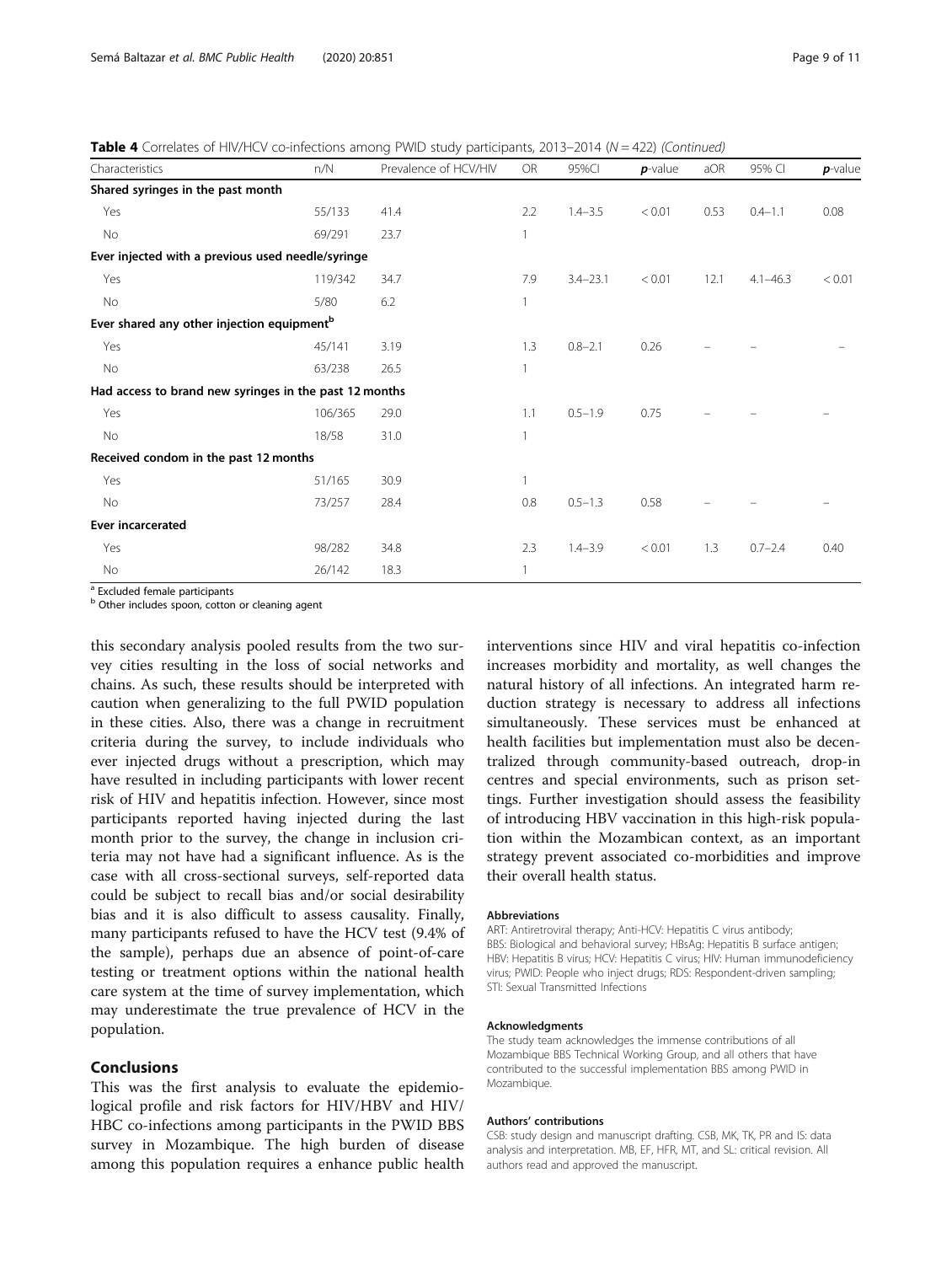**Table 4** Correlates of HIV/HCV co-infections among PWID study participants, 2013–2014 (N = 422) *(Continued)*

| Characteristics | n/N | Prevalence of HCV/HIV | OR | 95%CI | *p*-value | aOR | 95% CI | *p*-value |
|---|---|---|---|---|---|---|---|---|
| **Shared syringes in the past month** | | | | | | | | |
| Yes | 55/133 | 41.4 | 2.2 | 1.4–3.5 | < 0.01 | 0.53 | 0.4–1.1 | 0.08 |
| No | 69/291 | 23.7 | 1 | | | | | |
| **Ever injected with a previous used needle/syringe** | | | | | | | | |
| Yes | 119/342 | 34.7 | 7.9 | 3.4–23.1 | < 0.01 | 12.1 | 4.1–46.3 | < 0.01 |
| No | 5/80 | 6.2 | 1 | | | | | |
| **Ever shared any other injection equipment[b]** | | | | | | | | |
| Yes | 45/141 | 3.19 | 1.3 | 0.8–2.1 | 0.26 | – | – | – |
| No | 63/238 | 26.5 | 1 | | | | | |
| **Had access to brand new syringes in the past 12 months** | | | | | | | | |
| Yes | 106/365 | 29.0 | 1.1 | 0.5–1.9 | 0.75 | – | – | – |
| No | 18/58 | 31.0 | 1 | | | | | |
| **Received condom in the past 12 months** | | | | | | | | |
| Yes | 51/165 | 30.9 | 1 | | | | | |
| No | 73/257 | 28.4 | 0.8 | 0.5–1.3 | 0.58 | – | – | – |
| **Ever incarcerated** | | | | | | | | |
| Yes | 98/282 | 34.8 | 2.3 | 1.4–3.9 | < 0.01 | 1.3 | 0.7–2.4 | 0.40 |
| No | 26/142 | 18.3 | 1 | | | | | |

[a] Excluded female participants
[b] Other includes spoon, cotton or cleaning agent

this secondary analysis pooled results from the two survey cities resulting in the loss of social networks and chains. As such, these results should be interpreted with caution when generalizing to the full PWID population in these cities. Also, there was a change in recruitment criteria during the survey, to include individuals who ever injected drugs without a prescription, which may have resulted in including participants with lower recent risk of HIV and hepatitis infection. However, since most participants reported having injected during the last month prior to the survey, the change in inclusion criteria may not have had a significant influence. As is the case with all cross-sectional surveys, self-reported data could be subject to recall bias and/or social desirability bias and it is also difficult to assess causality. Finally, many participants refused to have the HCV test (9.4% of the sample), perhaps due an absence of point-of-care testing or treatment options within the national health care system at the time of survey implementation, which may underestimate the true prevalence of HCV in the population.

## Conclusions

This was the first analysis to evaluate the epidemiological profile and risk factors for HIV/HBV and HIV/HBC co-infections among participants in the PWID BBS survey in Mozambique. The high burden of disease among this population requires a enhance public health interventions since HIV and viral hepatitis co-infection increases morbidity and mortality, as well changes the natural history of all infections. An integrated harm reduction strategy is necessary to address all infections simultaneously. These services must be enhanced at health facilities but implementation must also be decentralized through community-based outreach, drop-in centres and special environments, such as prison settings. Further investigation should assess the feasibility of introducing HBV vaccination in this high-risk population within the Mozambican context, as an important strategy prevent associated co-morbidities and improve their overall health status.

#### Abbreviations

ART: Antiretroviral therapy; Anti-HCV: Hepatitis C virus antibody; BBS: Biological and behavioral survey; HBsAg: Hepatitis B surface antigen; HBV: Hepatitis B virus; HCV: Hepatitis C virus; HIV: Human immunodeficiency virus; PWID: People who inject drugs; RDS: Respondent-driven sampling; STI: Sexual Transmitted Infections

#### Acknowledgments

The study team acknowledges the immense contributions of all Mozambique BBS Technical Working Group, and all others that have contributed to the successful implementation BBS among PWID in Mozambique.

#### Authors' contributions

CSB: study design and manuscript drafting. CSB, MK, TK, PR and IS: data analysis and interpretation. MB, EF, HFR, MT, and SL: critical revision. All authors read and approved the manuscript.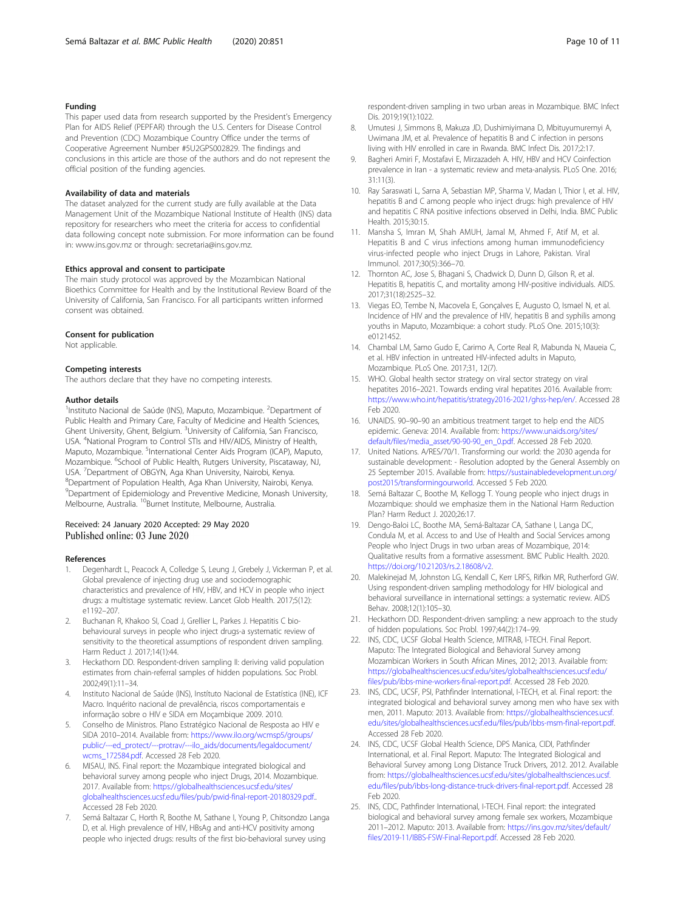## Funding

This paper used data from research supported by the President's Emergency Plan for AIDS Relief (PEPFAR) through the U.S. Centers for Disease Control and Prevention (CDC) Mozambique Country Office under the terms of Cooperative Agreement Number #5U2GPS002829. The findings and conclusions in this article are those of the authors and do not represent the official position of the funding agencies.

## Availability of data and materials

The dataset analyzed for the current study are fully available at the Data Management Unit of the Mozambique National Institute of Health (INS) data repository for researchers who meet the criteria for access to confidential data following concept note submission. For more information can be found in: www.ins.gov.mz or through: secretaria@ins.gov.mz.

## Ethics approval and consent to participate

The main study protocol was approved by the Mozambican National Bioethics Committee for Health and by the Institutional Review Board of the University of California, San Francisco. For all participants written informed consent was obtained.

## Consent for publication

Not applicable.

## Competing interests

The authors declare that they have no competing interests.

## Author details

[1]Instituto Nacional de Saúde (INS), Maputo, Mozambique. [2]Department of Public Health and Primary Care, Faculty of Medicine and Health Sciences, Ghent University, Ghent, Belgium. [3]University of California, San Francisco, USA. [4]National Program to Control STIs and HIV/AIDS, Ministry of Health, Maputo, Mozambique. [5]International Center Aids Program (ICAP), Maputo, Mozambique. [6]School of Public Health, Rutgers University, Piscataway, NJ, USA. [7]Department of OBGYN, Aga Khan University, Nairobi, Kenya. [8]Department of Population Health, Aga Khan University, Nairobi, Kenya. [9]Department of Epidemiology and Preventive Medicine, Monash University, Melbourne, Australia. [10]Burnet Institute, Melbourne, Australia.

Received: 24 January 2020 Accepted: 29 May 2020
Published online: 03 June 2020

## References

1. Degenhardt L, Peacock A, Colledge S, Leung J, Grebely J, Vickerman P, et al. Global prevalence of injecting drug use and sociodemographic characteristics and prevalence of HIV, HBV, and HCV in people who inject drugs: a multistage systematic review. Lancet Glob Health. 2017;5(12): e1192–207.
2. Buchanan R, Khakoo SI, Coad J, Grellier L, Parkes J. Hepatitis C bio-behavioural surveys in people who inject drugs-a systematic review of sensitivity to the theoretical assumptions of respondent driven sampling. Harm Reduct J. 2017;14(1):44.
3. Heckathorn DD. Respondent-driven sampling II: deriving valid population estimates from chain-referral samples of hidden populations. Soc Probl. 2002;49(1):11–34.
4. Instituto Nacional de Saúde (INS), Instítuto Nacional de Estatística (INE), ICF Macro. Inquérito nacional de prevalência, riscos comportamentais e informação sobre o HIV e SIDA em Moçambique 2009. 2010.
5. Conselho de Ministros. Plano Estratégico Nacional de Resposta ao HIV e SIDA 2010–2014. Available from: https://www.ilo.org/wcmsp5/groups/public/---ed_protect/---protrav/---ilo_aids/documents/legaldocument/wcms_172584.pdf. Accessed 28 Feb 2020.
6. MISAU, INS. Final report: the Mozambique integrated biological and behavioral survey among people who inject Drugs, 2014. Mozambique. 2017. Available from: https://globalhealthsciences.ucsf.edu/sites/globalhealthsciences.ucsf.edu/files/pub/pwid-final-report-20180329.pdf.. Accessed 28 Feb 2020.
7. Semá Baltazar C, Horth R, Boothe M, Sathane I, Young P, Chitsondzo Langa D, et al. High prevalence of HIV, HBsAg and anti-HCV positivity among people who injected drugs: results of the first bio-behavioral survey using respondent-driven sampling in two urban areas in Mozambique. BMC Infect Dis. 2019;19(1):1022.
8. Umutesi J, Simmons B, Makuza JD, Dushimiyimana D, Mbituyumuremyi A, Uwimana JM, et al. Prevalence of hepatitis B and C infection in persons living with HIV enrolled in care in Rwanda. BMC Infect Dis. 2017;2:17.
9. Bagheri Amiri F, Mostafavi E, Mirzazadeh A. HIV, HBV and HCV Coinfection prevalence in Iran - a systematic review and meta-analysis. PLoS One. 2016; 31:11(3).
10. Ray Saraswati L, Sarna A, Sebastian MP, Sharma V, Madan I, Thior I, et al. HIV, hepatitis B and C among people who inject drugs: high prevalence of HIV and hepatitis C RNA positive infections observed in Delhi, India. BMC Public Health. 2015;30:15.
11. Mansha S, Imran M, Shah AMUH, Jamal M, Ahmed F, Atif M, et al. Hepatitis B and C virus infections among human immunodeficiency virus-infected people who inject Drugs in Lahore, Pakistan. Viral Immunol. 2017;30(5):366–70.
12. Thornton AC, Jose S, Bhagani S, Chadwick D, Dunn D, Gilson R, et al. Hepatitis B, hepatitis C, and mortality among HIV-positive individuals. AIDS. 2017;31(18):2525–32.
13. Viegas EO, Tembe N, Macovela E, Gonçalves E, Augusto O, Ismael N, et al. Incidence of HIV and the prevalence of HIV, hepatitis B and syphilis among youths in Maputo, Mozambique: a cohort study. PLoS One. 2015;10(3): e0121452.
14. Chambal LM, Samo Gudo E, Carimo A, Corte Real R, Mabunda N, Maueia C, et al. HBV infection in untreated HIV-infected adults in Maputo, Mozambique. PLoS One. 2017;31, 12(7).
15. WHO. Global health sector strategy on viral sector strategy on viral hepatites 2016–2021. Towards ending viral hepatites 2016. Available from: https://www.who.int/hepatitis/strategy2016-2021/ghss-hep/en/. Accessed 28 Feb 2020.
16. UNAIDS. 90–90–90 an ambitious treatment target to help end the AIDS epidemic. Geneva: 2014. Available from: https://www.unaids.org/sites/default/files/media_asset/90-90-90_en_0.pdf. Accessed 28 Feb 2020.
17. United Nations. A/RES/70/1. Transforming our world: the 2030 agenda for sustainable development: - Resolution adopted by the General Assembly on 25 September 2015. Available from: https://sustainabledevelopment.un.org/post2015/transformingourworld. Accessed 5 Feb 2020.
18. Semá Baltazar C, Boothe M, Kellogg T. Young people who inject drugs in Mozambique: should we emphasize them in the National Harm Reduction Plan? Harm Reduct J. 2020;26:17.
19. Dengo-Baloi LC, Boothe MA, Semá-Baltazar CA, Sathane I, Langa DC, Condula M, et al. Access to and Use of Health and Social Services among People who Inject Drugs in two urban areas of Mozambique, 2014: Qualitative results from a formative assessment. BMC Public Health. 2020. https://doi.org/10.21203/rs.2.18608/v2.
20. Malekinejad M, Johnston LG, Kendall C, Kerr LRFS, Rifkin MR, Rutherford GW. Using respondent-driven sampling methodology for HIV biological and behavioral surveillance in international settings: a systematic review. AIDS Behav. 2008;12(1):105–30.
21. Heckathorn DD. Respondent-driven sampling: a new approach to the study of hidden populations. Soc Probl. 1997;44(2):174–99.
22. INS, CDC, UCSF Global Health Science, MITRAB, I-TECH. Final Report. Maputo: The Integrated Biological and Behavioral Survey among Mozambican Workers in South African Mines, 2012; 2013. Available from: https://globalhealthsciences.ucsf.edu/sites/globalhealthsciences.ucsf.edu/files/pub/ibbs-mine-workers-final-report.pdf. Accessed 28 Feb 2020.
23. INS, CDC, UCSF, PSI, Pathfinder International, I-TECH, et al. Final report: the integrated biological and behavioral survey among men who have sex with men, 2011. Maputo: 2013. Available from: https://globalhealthsciences.ucsf.edu/sites/globalhealthsciences.ucsf.edu/files/pub/ibbs-msm-final-report.pdf. Accessed 28 Feb 2020.
24. INS, CDC, UCSF Global Health Science, DPS Manica, CIDI, Pathfinder International, et al. Final Report. Maputo: The Integrated Biological and Behavioral Survey among Long Distance Truck Drivers, 2012. 2012. Available from: https://globalhealthsciences.ucsf.edu/sites/globalhealthsciences.ucsf.edu/files/pub/ibbs-long-distance-truck-drivers-final-report.pdf. Accessed 28 Feb 2020.
25. INS, CDC, Pathfinder International, I-TECH. Final report: the integrated biological and behavioral survey among female sex workers, Mozambique 2011–2012. Maputo: 2013. Available from: https://ins.gov.mz/sites/default/files/2019-11/IBBS-FSW-Final-Report.pdf. Accessed 28 Feb 2020.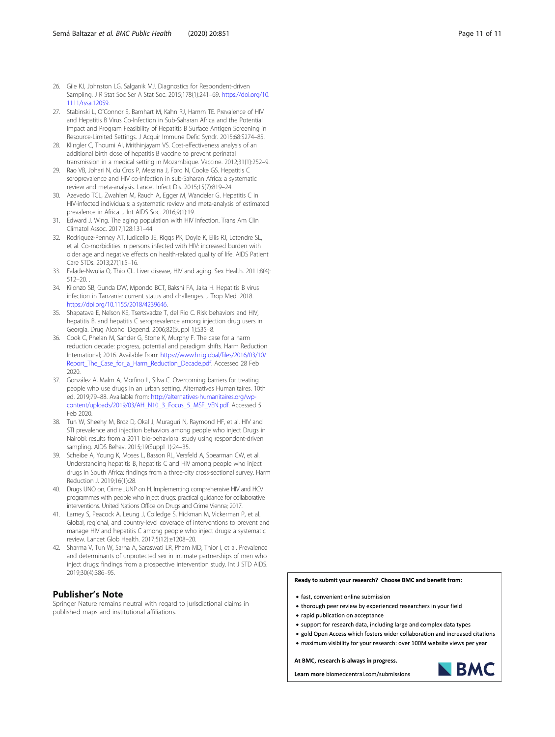26. Gile KJ, Johnston LG, Salganik MJ. Diagnostics for Respondent-driven Sampling. J R Stat Soc Ser A Stat Soc. 2015;178(1):241–69. https://doi.org/10.1111/rssa.12059.
27. Stabinski L, O'Connor S, Barnhart M, Kahn RJ, Hamm TE. Prevalence of HIV and Hepatitis B Virus Co-Infection in Sub-Saharan Africa and the Potential Impact and Program Feasibility of Hepatitis B Surface Antigen Screening in Resource-Limited Settings. J Acquir Immune Defic Syndr. 2015;68:S274–85.
28. Klingler C, Thoumi AI, Mrithinjayam VS. Cost-effectiveness analysis of an additional birth dose of hepatitis B vaccine to prevent perinatal transmission in a medical setting in Mozambique. Vaccine. 2012;31(1):252–9.
29. Rao VB, Johari N, du Cros P, Messina J, Ford N, Cooke GS. Hepatitis C seroprevalence and HIV co-infection in sub-Saharan Africa: a systematic review and meta-analysis. Lancet Infect Dis. 2015;15(7):819–24.
30. Azevedo TCL, Zwahlen M, Rauch A, Egger M, Wandeler G. Hepatitis C in HIV-infected individuals: a systematic review and meta-analysis of estimated prevalence in Africa. J Int AIDS Soc. 2016;9(1):19.
31. Edward J. Wing. The aging population with HIV infection. Trans Am Clin Climatol Assoc. 2017;128:131–44.
32. Rodriguez-Penney AT, Iudicello JE, Riggs PK, Doyle K, Ellis RJ, Letendre SL, et al. Co-morbidities in persons infected with HIV: increased burden with older age and negative effects on health-related quality of life. AIDS Patient Care STDs. 2013;27(1):5–16.
33. Falade-Nwulia O, Thio CL. Liver disease, HIV and aging. Sex Health. 2011;8(4):512–20. .
34. Kilonzo SB, Gunda DW, Mpondo BCT, Bakshi FA, Jaka H. Hepatitis B virus infection in Tanzania: current status and challenges. J Trop Med. 2018. https://doi.org/10.1155/2018/4239646.
35. Shapatava E, Nelson KE, Tsertsvadze T, del Rio C. Risk behaviors and HIV, hepatitis B, and hepatitis C seroprevalence among injection drug users in Georgia. Drug Alcohol Depend. 2006;82(Suppl 1):S35–8.
36. Cook C, Phelan M, Sander G, Stone K, Murphy F. The case for a harm reduction decade: progress, potential and paradigm shifts. Harm Reduction International; 2016. Available from: https://www.hri.global/files/2016/03/10/Report_The_Case_for_a_Harm_Reduction_Decade.pdf. Accessed 28 Feb 2020.
37. González A, Malm A, Morfino L, Silva C. Overcoming barriers for treating people who use drugs in an urban setting. Alternatives Humanitaires. 10th ed. 2019;79–88. Available from: http://alternatives-humanitaires.org/wp-content/uploads/2019/03/AH_N10_3_Focus_5_MSF_VEN.pdf. Accessed 5 Feb 2020.
38. Tun W, Sheehy M, Broz D, Okal J, Muraguri N, Raymond HF, et al. HIV and STI prevalence and injection behaviors among people who inject Drugs in Nairobi: results from a 2011 bio-behavioral study using respondent-driven sampling. AIDS Behav. 2015;19(Suppl 1):24–35.
39. Scheibe A, Young K, Moses L, Basson RL, Versfeld A, Spearman CW, et al. Understanding hepatitis B, hepatitis C and HIV among people who inject drugs in South Africa: findings from a three-city cross-sectional survey. Harm Reduction J. 2019;16(1):28.
40. Drugs UNO on, Crime JUNP on H. Implementing comprehensive HIV and HCV programmes with people who inject drugs: practical guidance for collaborative interventions. United Nations Office on Drugs and Crime Vienna; 2017.
41. Larney S, Peacock A, Leung J, Colledge S, Hickman M, Vickerman P, et al. Global, regional, and country-level coverage of interventions to prevent and manage HIV and hepatitis C among people who inject drugs: a systematic review. Lancet Glob Health. 2017;5(12):e1208–20.
42. Sharma V, Tun W, Sarna A, Saraswati LR, Pham MD, Thior I, et al. Prevalence and determinants of unprotected sex in intimate partnerships of men who inject drugs: findings from a prospective intervention study. Int J STD AIDS. 2019;30(4):386–95.

## Publisher's Note

Springer Nature remains neutral with regard to jurisdictional claims in published maps and institutional affiliations.